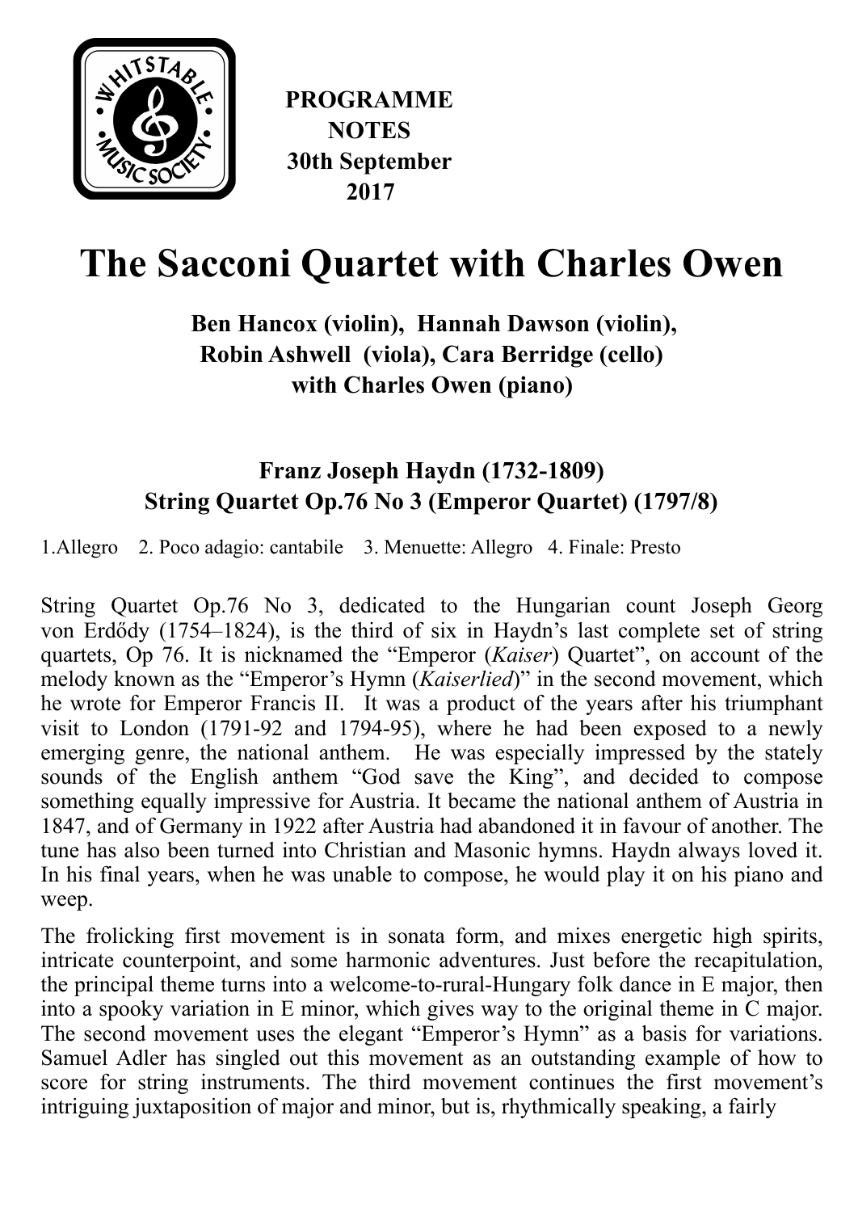**PROGRAMME NOTES**
**30th September 2017**

# The Sacconi Quartet with Charles Owen

**Ben Hancox (violin), Hannah Dawson (violin),**
**Robin Ashwell (viola), Cara Berridge (cello)**
**with Charles Owen (piano)**

### Franz Joseph Haydn (1732-1809)
### String Quartet Op.76 No 3 (Emperor Quartet) (1797/8)

1.Allegro 2. Poco adagio: cantabile 3. Menuette: Allegro 4. Finale: Presto

String Quartet Op.76 No 3, dedicated to the Hungarian count Joseph Georg von Erdődy (1754–1824), is the third of six in Haydn's last complete set of string quartets, Op 76. It is nicknamed the "Emperor (*Kaiser*) Quartet", on account of the melody known as the "Emperor's Hymn (*Kaiserlied*)" in the second movement, which he wrote for Emperor Francis II. It was a product of the years after his triumphant visit to London (1791-92 and 1794-95), where he had been exposed to a newly emerging genre, the national anthem. He was especially impressed by the stately sounds of the English anthem "God save the King", and decided to compose something equally impressive for Austria. It became the national anthem of Austria in 1847, and of Germany in 1922 after Austria had abandoned it in favour of another. The tune has also been turned into Christian and Masonic hymns. Haydn always loved it. In his final years, when he was unable to compose, he would play it on his piano and weep.

The frolicking first movement is in sonata form, and mixes energetic high spirits, intricate counterpoint, and some harmonic adventures. Just before the recapitulation, the principal theme turns into a welcome-to-rural-Hungary folk dance in E major, then into a spooky variation in E minor, which gives way to the original theme in C major. The second movement uses the elegant "Emperor's Hymn" as a basis for variations. Samuel Adler has singled out this movement as an outstanding example of how to score for string instruments. The third movement continues the first movement's intriguing juxtaposition of major and minor, but is, rhythmically speaking, a fairly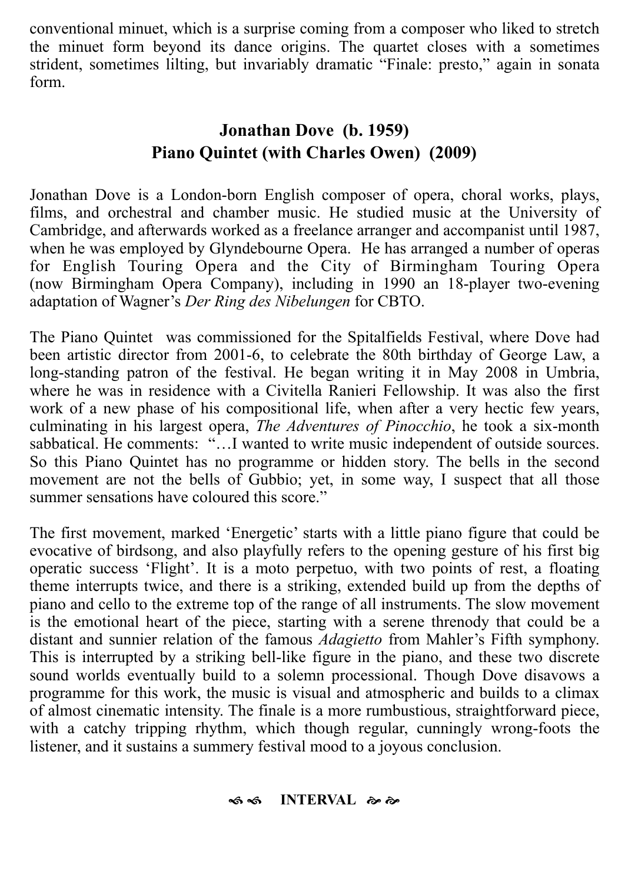conventional minuet, which is a surprise coming from a composer who liked to stretch the minuet form beyond its dance origins. The quartet closes with a sometimes strident, sometimes lilting, but invariably dramatic "Finale: presto," again in sonata form.

## Jonathan Dove (b. 1959)
## Piano Quintet (with Charles Owen) (2009)

Jonathan Dove is a London-born English composer of opera, choral works, plays, films, and orchestral and chamber music. He studied music at the University of Cambridge, and afterwards worked as a freelance arranger and accompanist until 1987, when he was employed by Glyndebourne Opera. He has arranged a number of operas for English Touring Opera and the City of Birmingham Touring Opera (now Birmingham Opera Company), including in 1990 an 18-player two-evening adaptation of Wagner's *Der Ring des Nibelungen* for CBTO.

The Piano Quintet was commissioned for the Spitalfields Festival, where Dove had been artistic director from 2001-6, to celebrate the 80th birthday of George Law, a long-standing patron of the festival. He began writing it in May 2008 in Umbria, where he was in residence with a Civitella Ranieri Fellowship. It was also the first work of a new phase of his compositional life, when after a very hectic few years, culminating in his largest opera, *The Adventures of Pinocchio*, he took a six-month sabbatical. He comments: "…I wanted to write music independent of outside sources. So this Piano Quintet has no programme or hidden story. The bells in the second movement are not the bells of Gubbio; yet, in some way, I suspect that all those summer sensations have coloured this score."

The first movement, marked 'Energetic' starts with a little piano figure that could be evocative of birdsong, and also playfully refers to the opening gesture of his first big operatic success 'Flight'. It is a moto perpetuo, with two points of rest, a floating theme interrupts twice, and there is a striking, extended build up from the depths of piano and cello to the extreme top of the range of all instruments. The slow movement is the emotional heart of the piece, starting with a serene threnody that could be a distant and sunnier relation of the famous *Adagietto* from Mahler's Fifth symphony. This is interrupted by a striking bell-like figure in the piano, and these two discrete sound worlds eventually build to a solemn processional. Though Dove disavows a programme for this work, the music is visual and atmospheric and builds to a climax of almost cinematic intensity. The finale is a more rumbustious, straightforward piece, with a catchy tripping rhythm, which though regular, cunningly wrong-foots the listener, and it sustains a summery festival mood to a joyous conclusion.

**INTERVAL**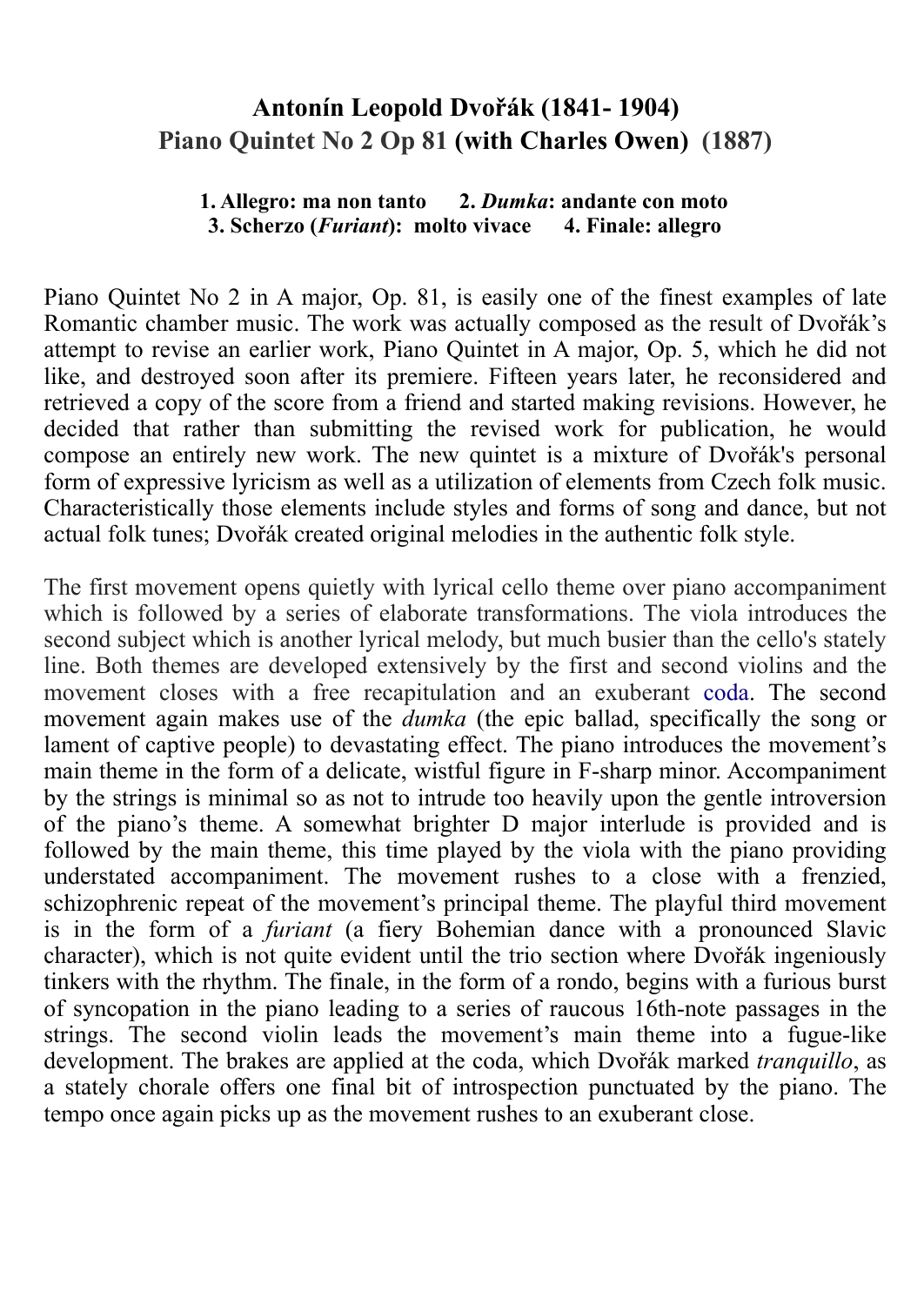## Antonín Leopold Dvořák (1841- 1904)
## Piano Quintet No 2 Op 81 (with Charles Owen) (1887)

**1. Allegro: ma non tanto 2. *Dumka*: andante con moto**
**3. Scherzo (*Furiant*): molto vivace 4. Finale: allegro**

Piano Quintet No 2 in A major, Op. 81, is easily one of the finest examples of late Romantic chamber music. The work was actually composed as the result of Dvořák's attempt to revise an earlier work, Piano Quintet in A major, Op. 5, which he did not like, and destroyed soon after its premiere. Fifteen years later, he reconsidered and retrieved a copy of the score from a friend and started making revisions. However, he decided that rather than submitting the revised work for publication, he would compose an entirely new work. The new quintet is a mixture of Dvořák's personal form of expressive lyricism as well as a utilization of elements from Czech folk music. Characteristically those elements include styles and forms of song and dance, but not actual folk tunes; Dvořák created original melodies in the authentic folk style.

The first movement opens quietly with lyrical cello theme over piano accompaniment which is followed by a series of elaborate transformations. The viola introduces the second subject which is another lyrical melody, but much busier than the cello's stately line. Both themes are developed extensively by the first and second violins and the movement closes with a free recapitulation and an exuberant coda. The second movement again makes use of the *dumka* (the epic ballad, specifically the song or lament of captive people) to devastating effect. The piano introduces the movement's main theme in the form of a delicate, wistful figure in F-sharp minor. Accompaniment by the strings is minimal so as not to intrude too heavily upon the gentle introversion of the piano's theme. A somewhat brighter D major interlude is provided and is followed by the main theme, this time played by the viola with the piano providing understated accompaniment. The movement rushes to a close with a frenzied, schizophrenic repeat of the movement's principal theme. The playful third movement is in the form of a *furiant* (a fiery Bohemian dance with a pronounced Slavic character), which is not quite evident until the trio section where Dvořák ingeniously tinkers with the rhythm. The finale, in the form of a rondo, begins with a furious burst of syncopation in the piano leading to a series of raucous 16th-note passages in the strings. The second violin leads the movement's main theme into a fugue-like development. The brakes are applied at the coda, which Dvořák marked *tranquillo*, as a stately chorale offers one final bit of introspection punctuated by the piano. The tempo once again picks up as the movement rushes to an exuberant close.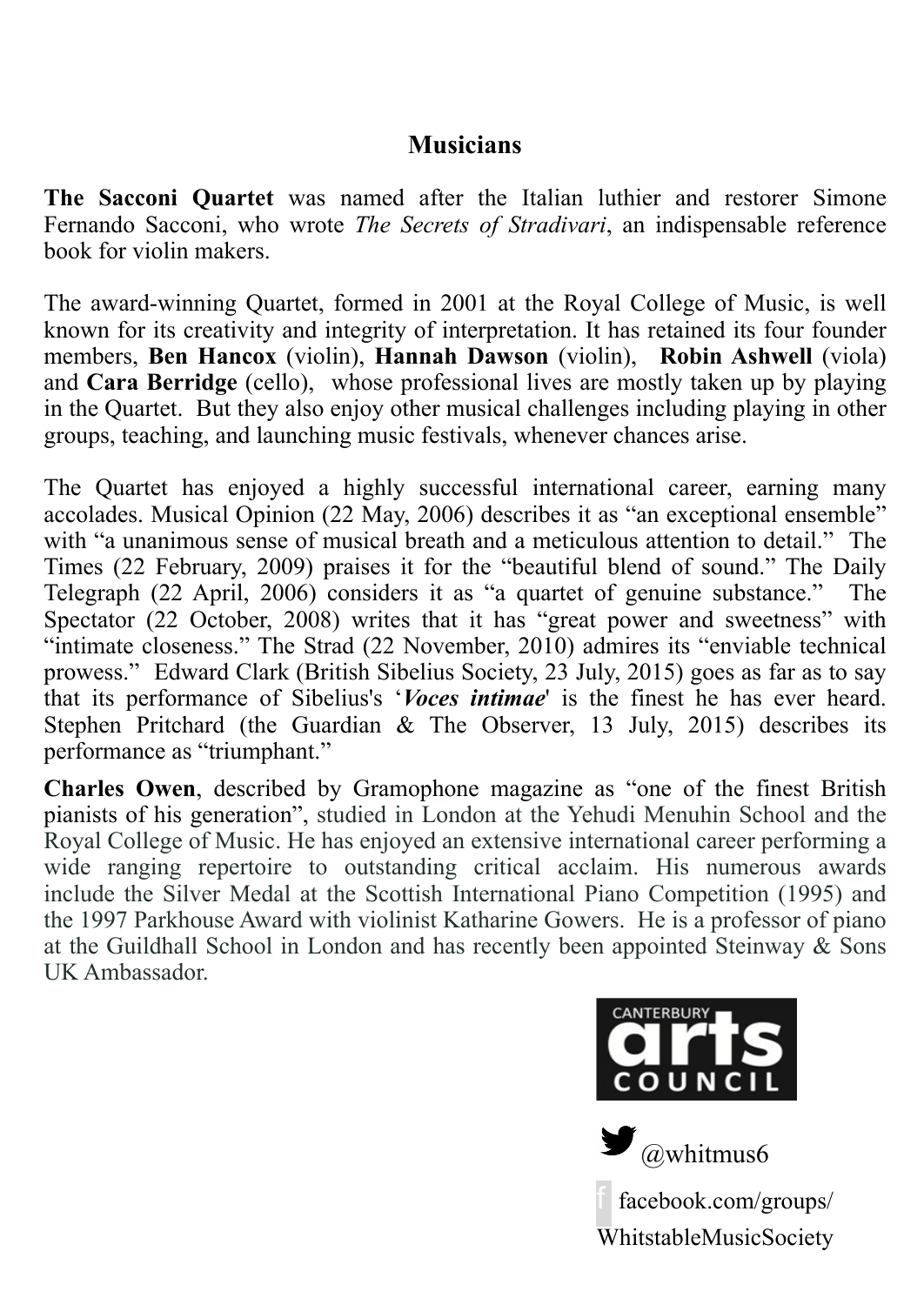## Musicians

**The Sacconi Quartet** was named after the Italian luthier and restorer Simone Fernando Sacconi, who wrote *The Secrets of Stradivari*, an indispensable reference book for violin makers.

The award-winning Quartet, formed in 2001 at the Royal College of Music, is well known for its creativity and integrity of interpretation. It has retained its four founder members, **Ben Hancox** (violin), **Hannah Dawson** (violin), **Robin Ashwell** (viola) and **Cara Berridge** (cello), whose professional lives are mostly taken up by playing in the Quartet. But they also enjoy other musical challenges including playing in other groups, teaching, and launching music festivals, whenever chances arise.

The Quartet has enjoyed a highly successful international career, earning many accolades. Musical Opinion (22 May, 2006) describes it as "an exceptional ensemble" with "a unanimous sense of musical breath and a meticulous attention to detail." The Times (22 February, 2009) praises it for the "beautiful blend of sound." The Daily Telegraph (22 April, 2006) considers it as "a quartet of genuine substance." The Spectator (22 October, 2008) writes that it has "great power and sweetness" with "intimate closeness." The Strad (22 November, 2010) admires its "enviable technical prowess." Edward Clark (British Sibelius Society, 23 July, 2015) goes as far as to say that its performance of Sibelius's '***Voces intimae***' is the finest he has ever heard. Stephen Pritchard (the Guardian & The Observer, 13 July, 2015) describes its performance as "triumphant."

**Charles Owen**, described by Gramophone magazine as "one of the finest British pianists of his generation", studied in London at the Yehudi Menuhin School and the Royal College of Music. He has enjoyed an extensive international career performing a wide ranging repertoire to outstanding critical acclaim. His numerous awards include the Silver Medal at the Scottish International Piano Competition (1995) and the 1997 Parkhouse Award with violinist Katharine Gowers. He is a professor of piano at the Guildhall School in London and has recently been appointed Steinway & Sons UK Ambassador.

CANTERBURY arts COUNCIL

@whitmus6

facebook.com/groups/WhitstableMusicSociety